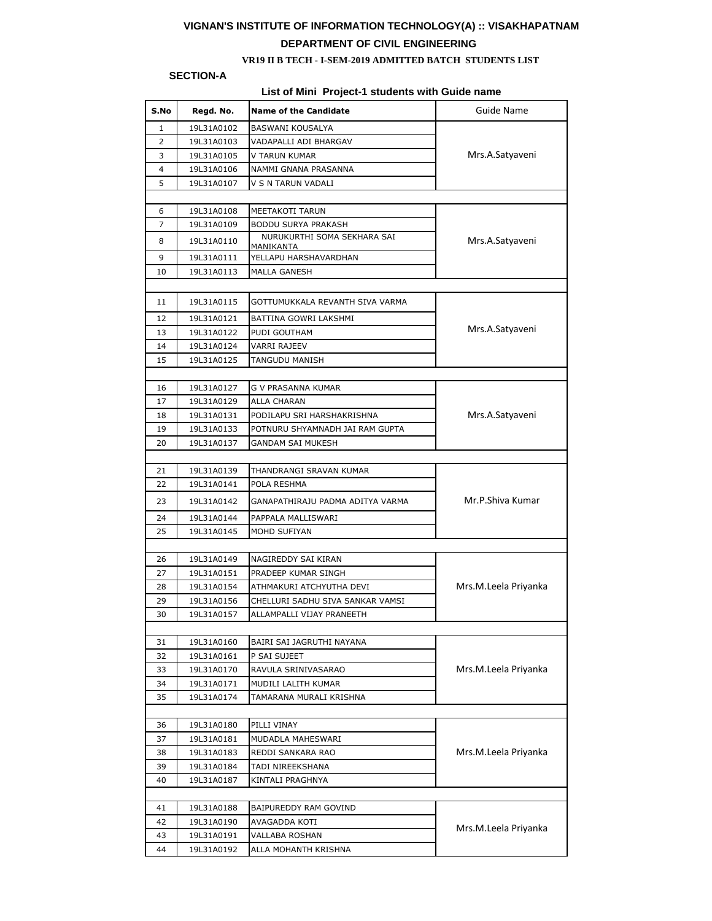# VIGNAN'S INSTITUTE OF INFORMATION TECHNOLOGY(A) :: VISAKHAPATNAM

## DEPARTMENT OF CIVIL ENGINEERING

### VR19 II B TECH - I-SEM-2019 ADMITTED BATCH STUDENTS LIST

**SECTION-A**

**List of Mini Project-1 students with Guide name**

| S.No | Regd. No. | Name of the Candidate | Guide Name |
|---|---|---|---|
| 1 | 19L31A0102 | BASWANI KOUSALYA | Mrs.A.Satyaveni |
| 2 | 19L31A0103 | VADAPALLI ADI BHARGAV | |
| 3 | 19L31A0105 | V TARUN KUMAR | |
| 4 | 19L31A0106 | NAMMI GNANA PRASANNA | |
| 5 | 19L31A0107 | V S N TARUN VADALI | |
| | | | |
| 6 | 19L31A0108 | MEETAKOTI TARUN | Mrs.A.Satyaveni |
| 7 | 19L31A0109 | BODDU SURYA PRAKASH | |
| 8 | 19L31A0110 | NURUKURTHI SOMA SEKHARA SAI MANIKANTA | |
| 9 | 19L31A0111 | YELLAPU HARSHAVARDHAN | |
| 10 | 19L31A0113 | MALLA GANESH | |
| | | | |
| 11 | 19L31A0115 | GOTTUMUKKALA REVANTH SIVA VARMA | Mrs.A.Satyaveni |
| 12 | 19L31A0121 | BATTINA GOWRI LAKSHMI | |
| 13 | 19L31A0122 | PUDI GOUTHAM | |
| 14 | 19L31A0124 | VARRI RAJEEV | |
| 15 | 19L31A0125 | TANGUDU MANISH | |
| | | | |
| 16 | 19L31A0127 | G V PRASANNA KUMAR | Mrs.A.Satyaveni |
| 17 | 19L31A0129 | ALLA CHARAN | |
| 18 | 19L31A0131 | PODILAPU SRI HARSHAKRISHNA | |
| 19 | 19L31A0133 | POTNURU SHYAMNADH JAI RAM GUPTA | |
| 20 | 19L31A0137 | GANDAM SAI MUKESH | |
| | | | |
| 21 | 19L31A0139 | THANDRANGI SRAVAN KUMAR | Mr.P.Shiva Kumar |
| 22 | 19L31A0141 | POLA RESHMA | |
| 23 | 19L31A0142 | GANAPATHIRAJU PADMA ADITYA VARMA | |
| 24 | 19L31A0144 | PAPPALA MALLISWARI | |
| 25 | 19L31A0145 | MOHD SUFIYAN | |
| | | | |
| 26 | 19L31A0149 | NAGIREDDY SAI KIRAN | Mrs.M.Leela Priyanka |
| 27 | 19L31A0151 | PRADEEP KUMAR SINGH | |
| 28 | 19L31A0154 | ATHMAKURI ATCHYUTHA DEVI | |
| 29 | 19L31A0156 | CHELLURI SADHU SIVA SANKAR VAMSI | |
| 30 | 19L31A0157 | ALLAMPALLI VIJAY PRANEETH | |
| | | | |
| 31 | 19L31A0160 | BAIRI SAI JAGRUTHI NAYANA | Mrs.M.Leela Priyanka |
| 32 | 19L31A0161 | P SAI SUJEET | |
| 33 | 19L31A0170 | RAVULA SRINIVASARAO | |
| 34 | 19L31A0171 | MUDILI LALITH KUMAR | |
| 35 | 19L31A0174 | TAMARANA MURALI KRISHNA | |
| | | | |
| 36 | 19L31A0180 | PILLI VINAY | Mrs.M.Leela Priyanka |
| 37 | 19L31A0181 | MUDADLA MAHESWARI | |
| 38 | 19L31A0183 | REDDI SANKARA RAO | |
| 39 | 19L31A0184 | TADI NIREEKSHANA | |
| 40 | 19L31A0187 | KINTALI PRAGHNYA | |
| | | | |
| 41 | 19L31A0188 | BAIPUREDDY RAM GOVIND | Mrs.M.Leela Priyanka |
| 42 | 19L31A0190 | AVAGADDA KOTI | |
| 43 | 19L31A0191 | VALLABA ROSHAN | |
| 44 | 19L31A0192 | ALLA MOHANTH KRISHNA | |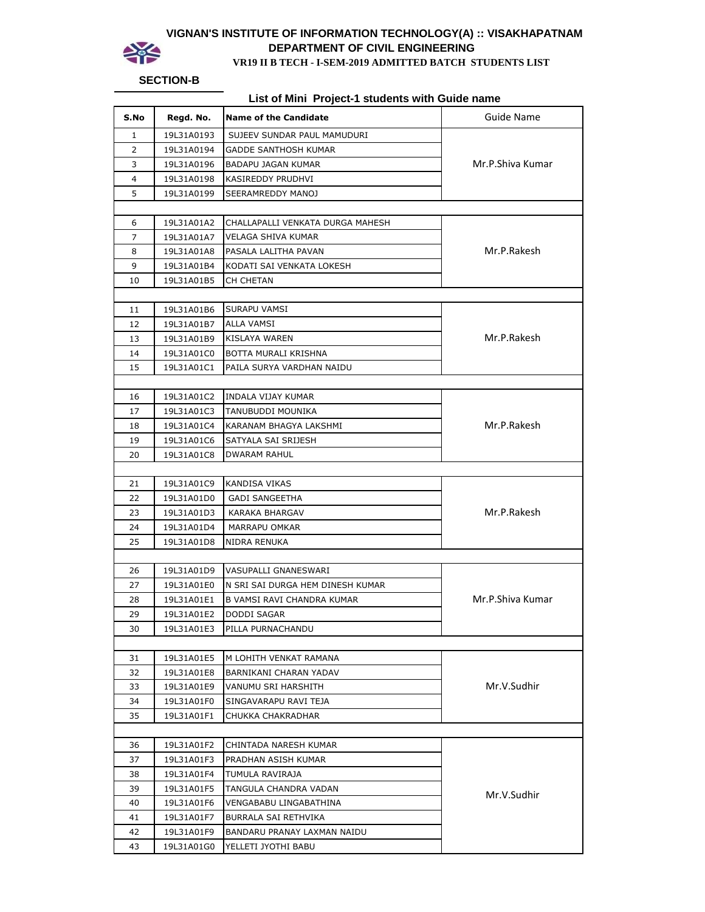**VIGNAN'S INSTITUTE OF INFORMATION TECHNOLOGY(A) :: VISAKHAPATNAM**

**DEPARTMENT OF CIVIL ENGINEERING**

**VR19 II B TECH - I-SEM-2019 ADMITTED BATCH STUDENTS LIST**

**SECTION-B**

**List of Mini Project-1 students with Guide name**

| S.No | Regd. No. | Name of the Candidate | Guide Name |
|---|---|---|---|
| 1 | 19L31A0193 | SUJEEV SUNDAR PAUL MAMUDURI | Mr.P.Shiva Kumar |
| 2 | 19L31A0194 | GADDE SANTHOSH KUMAR | |
| 3 | 19L31A0196 | BADAPU JAGAN KUMAR | |
| 4 | 19L31A0198 | KASIREDDY PRUDHVI | |
| 5 | 19L31A0199 | SEERAMREDDY MANOJ | |
| | | | |
| 6 | 19L31A01A2 | CHALLAPALLI VENKATA DURGA MAHESH | Mr.P.Rakesh |
| 7 | 19L31A01A7 | VELAGA SHIVA KUMAR | |
| 8 | 19L31A01A8 | PASALA LALITHA PAVAN | |
| 9 | 19L31A01B4 | KODATI SAI VENKATA LOKESH | |
| 10 | 19L31A01B5 | CH CHETAN | |
| | | | |
| 11 | 19L31A01B6 | SURAPU VAMSI | Mr.P.Rakesh |
| 12 | 19L31A01B7 | ALLA VAMSI | |
| 13 | 19L31A01B9 | KISLAYA WAREN | |
| 14 | 19L31A01C0 | BOTTA MURALI KRISHNA | |
| 15 | 19L31A01C1 | PAILA SURYA VARDHAN NAIDU | |
| | | | |
| 16 | 19L31A01C2 | INDALA VIJAY KUMAR | Mr.P.Rakesh |
| 17 | 19L31A01C3 | TANUBUDDI MOUNIKA | |
| 18 | 19L31A01C4 | KARANAM BHAGYA LAKSHMI | |
| 19 | 19L31A01C6 | SATYALA SAI SRIJESH | |
| 20 | 19L31A01C8 | DWARAM RAHUL | |
| | | | |
| 21 | 19L31A01C9 | KANDISA VIKAS | Mr.P.Rakesh |
| 22 | 19L31A01D0 | GADI SANGEETHA | |
| 23 | 19L31A01D3 | KARAKA BHARGAV | |
| 24 | 19L31A01D4 | MARRAPU OMKAR | |
| 25 | 19L31A01D8 | NIDRA RENUKA | |
| | | | |
| 26 | 19L31A01D9 | VASUPALLI GNANESWARI | Mr.P.Shiva Kumar |
| 27 | 19L31A01E0 | N SRI SAI DURGA HEM DINESH KUMAR | |
| 28 | 19L31A01E1 | B VAMSI RAVI CHANDRA KUMAR | |
| 29 | 19L31A01E2 | DODDI SAGAR | |
| 30 | 19L31A01E3 | PILLA PURNACHANDU | |
| | | | |
| 31 | 19L31A01E5 | M LOHITH VENKAT RAMANA | Mr.V.Sudhir |
| 32 | 19L31A01E8 | BARNIKANI CHARAN YADAV | |
| 33 | 19L31A01E9 | VANUMU SRI HARSHITH | |
| 34 | 19L31A01F0 | SINGAVARAPU RAVI TEJA | |
| 35 | 19L31A01F1 | CHUKKA CHAKRADHAR | |
| | | | |
| 36 | 19L31A01F2 | CHINTADA NARESH KUMAR | Mr.V.Sudhir |
| 37 | 19L31A01F3 | PRADHAN ASISH KUMAR | |
| 38 | 19L31A01F4 | TUMULA RAVIRAJA | |
| 39 | 19L31A01F5 | TANGULA CHANDRA VADAN | |
| 40 | 19L31A01F6 | VENGABABU LINGABATHINA | |
| 41 | 19L31A01F7 | BURRALA SAI RETHVIKA | |
| 42 | 19L31A01F9 | BANDARU PRANAY LAXMAN NAIDU | |
| 43 | 19L31A01G0 | YELLETI JYOTHI BABU | |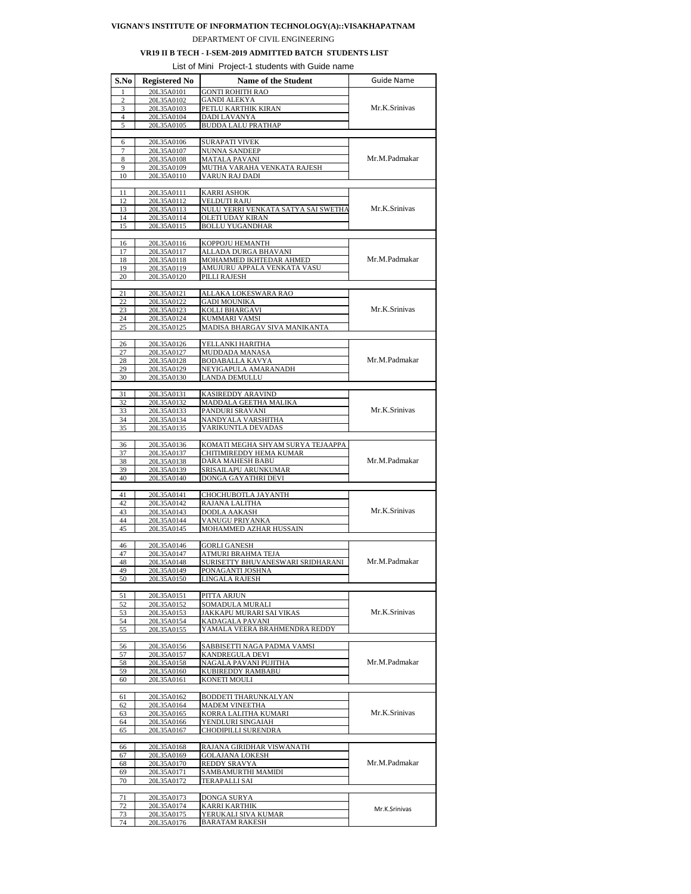**VIGNAN'S INSTITUTE OF INFORMATION TECHNOLOGY(A)::VISAKHAPATNAM**

DEPARTMENT OF CIVIL ENGINEERING

**VR19 II B TECH - I-SEM-2019 ADMITTED BATCH STUDENTS LIST**

List of Mini Project-1 students with Guide name

| S.No | Registered No | Name of the Student | Guide Name |
|---|---|---|---|
| 1 | 20L35A0101 | GONTI ROHITH RAO | Mr.K.Srinivas |
| 2 | 20L35A0102 | GANDI ALEKYA | |
| 3 | 20L35A0103 | PETLU KARTHIK KIRAN | |
| 4 | 20L35A0104 | DADI LAVANYA | |
| 5 | 20L35A0105 | BUDDA LALU PRATHAP | |
| 6 | 20L35A0106 | SURAPATI VIVEK | Mr.M.Padmakar |
| 7 | 20L35A0107 | NUNNA SANDEEP | |
| 8 | 20L35A0108 | MATALA PAVANI | |
| 9 | 20L35A0109 | MUTHA VARAHA VENKATA RAJESH | |
| 10 | 20L35A0110 | VARUN RAJ DADI | |
| 11 | 20L35A0111 | KARRI ASHOK | Mr.K.Srinivas |
| 12 | 20L35A0112 | VELDUTI RAJU | |
| 13 | 20L35A0113 | NULU YERRI VENKATA SATYA SAI SWETHA | |
| 14 | 20L35A0114 | OLETI UDAY KIRAN | |
| 15 | 20L35A0115 | BOLLU YUGANDHAR | |
| 16 | 20L35A0116 | KOPPOJU HEMANTH | Mr.M.Padmakar |
| 17 | 20L35A0117 | ALLADA DURGA BHAVANI | |
| 18 | 20L35A0118 | MOHAMMED IKHTEDAR AHMED | |
| 19 | 20L35A0119 | AMUJURU APPALA VENKATA VASU | |
| 20 | 20L35A0120 | PILLI RAJESH | |
| 21 | 20L35A0121 | ALLAKA LOKESWARA RAO | Mr.K.Srinivas |
| 22 | 20L35A0122 | GADI MOUNIKA | |
| 23 | 20L35A0123 | KOLLI BHARGAVI | |
| 24 | 20L35A0124 | KUMMARI VAMSI | |
| 25 | 20L35A0125 | MADISA BHARGAV SIVA MANIKANTA | |
| 26 | 20L35A0126 | YELLANKI HARITHA | Mr.M.Padmakar |
| 27 | 20L35A0127 | MUDDADA MANASA | |
| 28 | 20L35A0128 | BODABALLA KAVYA | |
| 29 | 20L35A0129 | NEYIGAPULA AMARANADH | |
| 30 | 20L35A0130 | LANDA DEMULLU | |
| 31 | 20L35A0131 | KASIREDDY ARAVIND | Mr.K.Srinivas |
| 32 | 20L35A0132 | MADDALA GEETHA MALIKA | |
| 33 | 20L35A0133 | PANDURI SRAVANI | |
| 34 | 20L35A0134 | NANDYALA VARSHITHA | |
| 35 | 20L35A0135 | VARIKUNTLA DEVADAS | |
| 36 | 20L35A0136 | KOMATI MEGHA SHYAM SURYA TEJAAPPA | Mr.M.Padmakar |
| 37 | 20L35A0137 | CHITIMIREDDY HEMA KUMAR | |
| 38 | 20L35A0138 | DARA MAHESH BABU | |
| 39 | 20L35A0139 | SRISAILAPU ARUNKUMAR | |
| 40 | 20L35A0140 | DONGA GAYATHRI DEVI | |
| 41 | 20L35A0141 | CHOCHUBOTLA JAYANTH | Mr.K.Srinivas |
| 42 | 20L35A0142 | RAJANA LALITHA | |
| 43 | 20L35A0143 | DODLA AAKASH | |
| 44 | 20L35A0144 | VANUGU PRIYANKA | |
| 45 | 20L35A0145 | MOHAMMED AZHAR HUSSAIN | |
| 46 | 20L35A0146 | GORLI GANESH | Mr.M.Padmakar |
| 47 | 20L35A0147 | ATMURI BRAHMA TEJA | |
| 48 | 20L35A0148 | SURISETTY BHUVANESWARI SRIDHARANI | |
| 49 | 20L35A0149 | PONAGANTI JOSHNA | |
| 50 | 20L35A0150 | LINGALA RAJESH | |
| 51 | 20L35A0151 | PITTA ARJUN | Mr.K.Srinivas |
| 52 | 20L35A0152 | SOMADULA MURALI | |
| 53 | 20L35A0153 | JAKKAPU MURARI SAI VIKAS | |
| 54 | 20L35A0154 | KADAGALA PAVANI | |
| 55 | 20L35A0155 | YAMALA VEERA BRAHMENDRA REDDY | |
| 56 | 20L35A0156 | SABBISETTI NAGA PADMA VAMSI | Mr.M.Padmakar |
| 57 | 20L35A0157 | KANDREGULA DEVI | |
| 58 | 20L35A0158 | NAGALA PAVANI PUJITHA | |
| 59 | 20L35A0160 | KUBIREDDY RAMBABU | |
| 60 | 20L35A0161 | KONETI MOULI | |
| 61 | 20L35A0162 | BODDETI THARUNKALYAN | Mr.K.Srinivas |
| 62 | 20L35A0164 | MADEM VINEETHA | |
| 63 | 20L35A0165 | KORRA LALITHA KUMARI | |
| 64 | 20L35A0166 | YENDLURI SINGAIAH | |
| 65 | 20L35A0167 | CHODIPILLI SURENDRA | |
| 66 | 20L35A0168 | RAJANA GIRIDHAR VISWANATH | Mr.M.Padmakar |
| 67 | 20L35A0169 | GOLAJANA LOKESH | |
| 68 | 20L35A0170 | REDDY SRAVYA | |
| 69 | 20L35A0171 | SAMBAMURTHI MAMIDI | |
| 70 | 20L35A0172 | TERAPALLI SAI | |
| 71 | 20L35A0173 | DONGA SURYA | Mr.K.Srinivas |
| 72 | 20L35A0174 | KARRI KARTHIK | |
| 73 | 20L35A0175 | YERUKALI SIVA KUMAR | |
| 74 | 20L35A0176 | BARATAM RAKESH | |